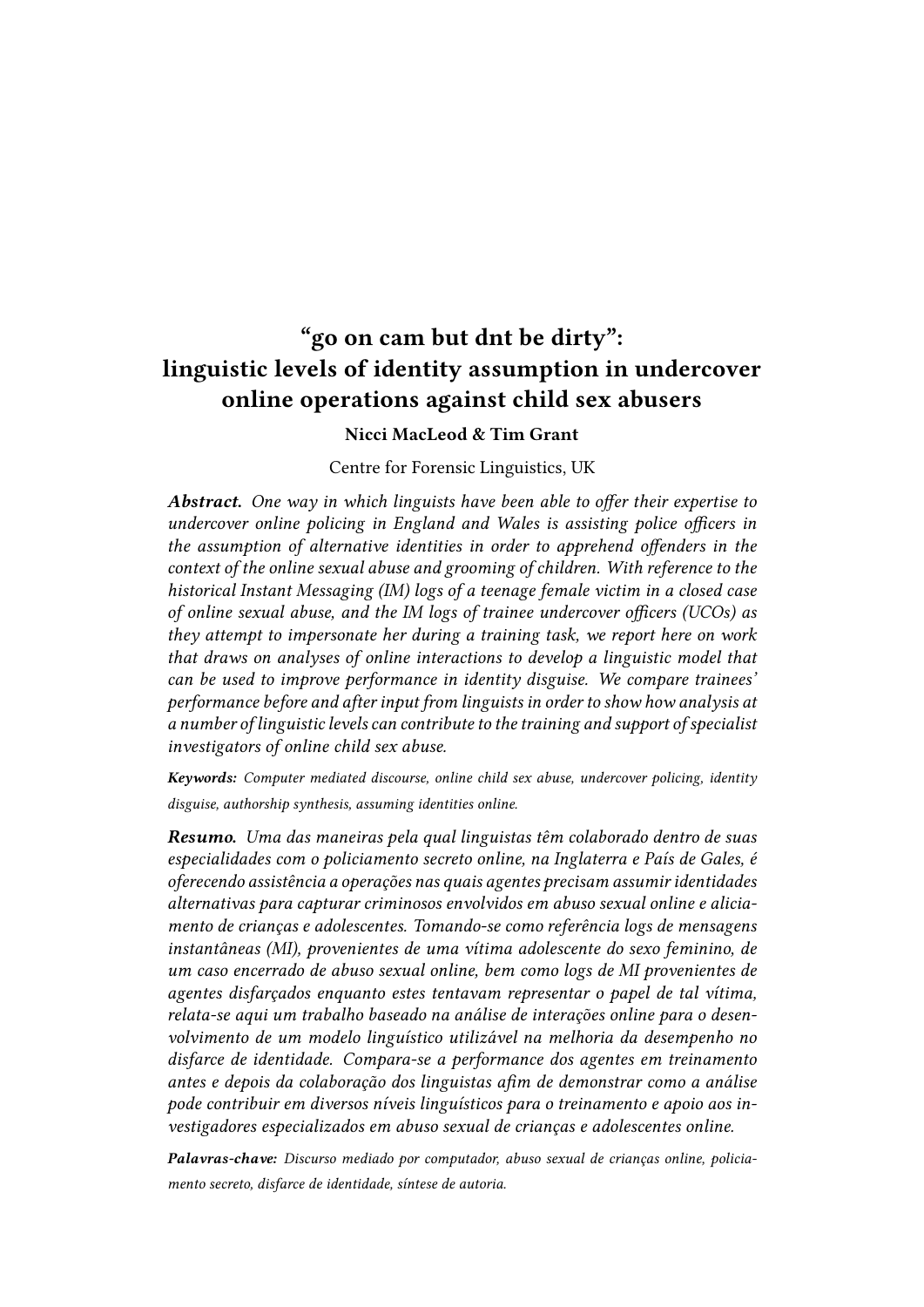# "go on cam but dnt be dirty": linguistic levels of identity assumption in undercover online operations against child sex abusers

**Nicci MacLeod & Tim Grant**

Centre for Forensic Linguistics, UK

***Abstract.*** *One way in which linguists have been able to offer their expertise to undercover online policing in England and Wales is assisting police officers in the assumption of alternative identities in order to apprehend offenders in the context of the online sexual abuse and grooming of children. With reference to the historical Instant Messaging (IM) logs of a teenage female victim in a closed case of online sexual abuse, and the IM logs of trainee undercover officers (UCOs) as they attempt to impersonate her during a training task, we report here on work that draws on analyses of online interactions to develop a linguistic model that can be used to improve performance in identity disguise. We compare trainees' performance before and after input from linguists in order to show how analysis at a number of linguistic levels can contribute to the training and support of specialist investigators of online child sex abuse.*

***Keywords:*** *Computer mediated discourse, online child sex abuse, undercover policing, identity disguise, authorship synthesis, assuming identities online.*

***Resumo.*** *Uma das maneiras pela qual linguistas têm colaborado dentro de suas especialidades com o policiamento secreto online, na Inglaterra e País de Gales, é oferecendo assistência a operações nas quais agentes precisam assumir identidades alternativas para capturar criminosos envolvidos em abuso sexual online e aliciamento de crianças e adolescentes. Tomando-se como referência logs de mensagens instantâneas (MI), provenientes de uma vítima adolescente do sexo feminino, de um caso encerrado de abuso sexual online, bem como logs de MI provenientes de agentes disfarçados enquanto estes tentavam representar o papel de tal vítima, relata-se aqui um trabalho baseado na análise de interações online para o desenvolvimento de um modelo linguístico utilizável na melhoria da desempenho no disfarce de identidade. Compara-se a performance dos agentes em treinamento antes e depois da colaboração dos linguistas afim de demonstrar como a análise pode contribuir em diversos níveis linguísticos para o treinamento e apoio aos investigadores especializados em abuso sexual de crianças e adolescentes online.*

***Palavras-chave:*** *Discurso mediado por computador, abuso sexual de crianças online, policiamento secreto, disfarce de identidade, síntese de autoria.*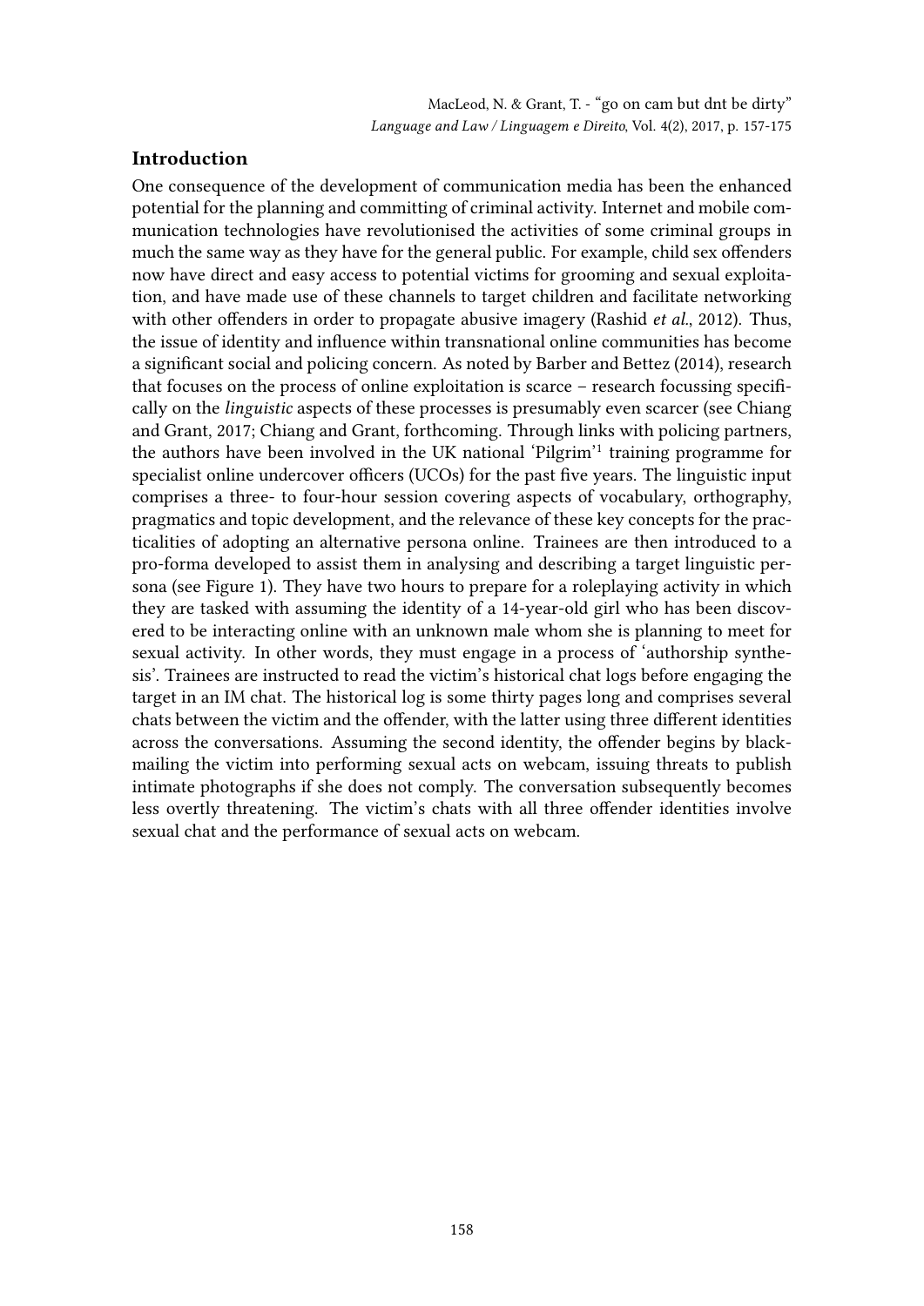## Introduction

One consequence of the development of communication media has been the enhanced potential for the planning and committing of criminal activity. Internet and mobile communication technologies have revolutionised the activities of some criminal groups in much the same way as they have for the general public. For example, child sex offenders now have direct and easy access to potential victims for grooming and sexual exploitation, and have made use of these channels to target children and facilitate networking with other offenders in order to propagate abusive imagery (Rashid *et al.*, 2012). Thus, the issue of identity and influence within transnational online communities has become a significant social and policing concern. As noted by Barber and Bettez (2014), research that focuses on the process of online exploitation is scarce – research focussing specifically on the *linguistic* aspects of these processes is presumably even scarcer (see Chiang and Grant, 2017; Chiang and Grant, forthcoming. Through links with policing partners, the authors have been involved in the UK national 'Pilgrim'[1] training programme for specialist online undercover officers (UCOs) for the past five years. The linguistic input comprises a three- to four-hour session covering aspects of vocabulary, orthography, pragmatics and topic development, and the relevance of these key concepts for the practicalities of adopting an alternative persona online. Trainees are then introduced to a pro-forma developed to assist them in analysing and describing a target linguistic persona (see Figure 1). They have two hours to prepare for a roleplaying activity in which they are tasked with assuming the identity of a 14-year-old girl who has been discovered to be interacting online with an unknown male whom she is planning to meet for sexual activity. In other words, they must engage in a process of 'authorship synthesis'. Trainees are instructed to read the victim's historical chat logs before engaging the target in an IM chat. The historical log is some thirty pages long and comprises several chats between the victim and the offender, with the latter using three different identities across the conversations. Assuming the second identity, the offender begins by blackmailing the victim into performing sexual acts on webcam, issuing threats to publish intimate photographs if she does not comply. The conversation subsequently becomes less overtly threatening. The victim's chats with all three offender identities involve sexual chat and the performance of sexual acts on webcam.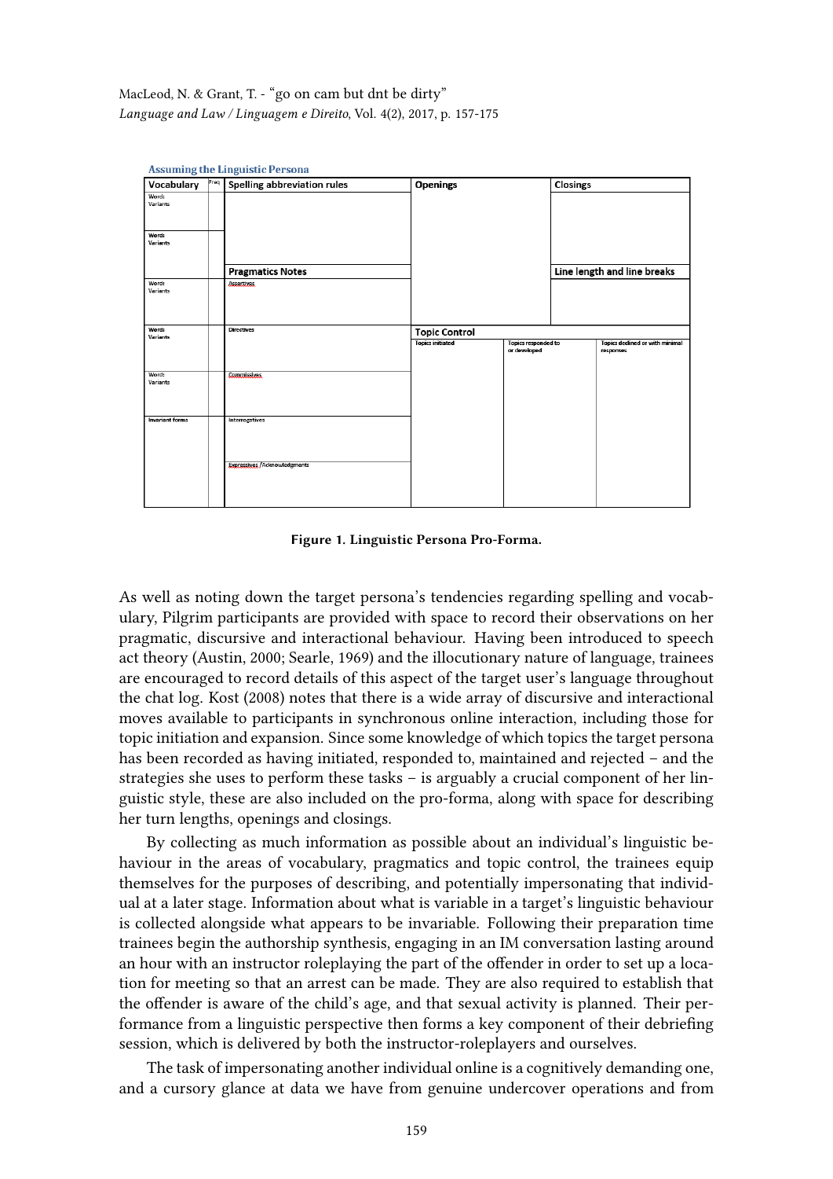**Assuming the Linguistic Persona**

| Vocabulary | Freq | Spelling abbreviation rules | Openings | Closings |
|---|---|---|---|---|
| Words: Variants: | | | | |
| Words: Variants: | | | | |
| | | **Pragmatics Notes** | | **Line length and line breaks** |
| Words: Variants: | | Assertives | | |
| Words: Variants: | | Directives | **Topic Control** — Topics initiated / Topics responded to or developed / Topics declined or with minimal responses | |
| Words: Variants: | | Commissives | | |
| Invariant forms | | Interrogatives | | |
| | | Expressives /Acknowledgments | | |

**Figure 1. Linguistic Persona Pro-Forma.**

As well as noting down the target persona's tendencies regarding spelling and vocabulary, Pilgrim participants are provided with space to record their observations on her pragmatic, discursive and interactional behaviour. Having been introduced to speech act theory (Austin, 2000; Searle, 1969) and the illocutionary nature of language, trainees are encouraged to record details of this aspect of the target user's language throughout the chat log. Kost (2008) notes that there is a wide array of discursive and interactional moves available to participants in synchronous online interaction, including those for topic initiation and expansion. Since some knowledge of which topics the target persona has been recorded as having initiated, responded to, maintained and rejected – and the strategies she uses to perform these tasks – is arguably a crucial component of her linguistic style, these are also included on the pro-forma, along with space for describing her turn lengths, openings and closings.

By collecting as much information as possible about an individual's linguistic behaviour in the areas of vocabulary, pragmatics and topic control, the trainees equip themselves for the purposes of describing, and potentially impersonating that individual at a later stage. Information about what is variable in a target's linguistic behaviour is collected alongside what appears to be invariable. Following their preparation time trainees begin the authorship synthesis, engaging in an IM conversation lasting around an hour with an instructor roleplaying the part of the offender in order to set up a location for meeting so that an arrest can be made. They are also required to establish that the offender is aware of the child's age, and that sexual activity is planned. Their performance from a linguistic perspective then forms a key component of their debriefing session, which is delivered by both the instructor-roleplayers and ourselves.

The task of impersonating another individual online is a cognitively demanding one, and a cursory glance at data we have from genuine undercover operations and from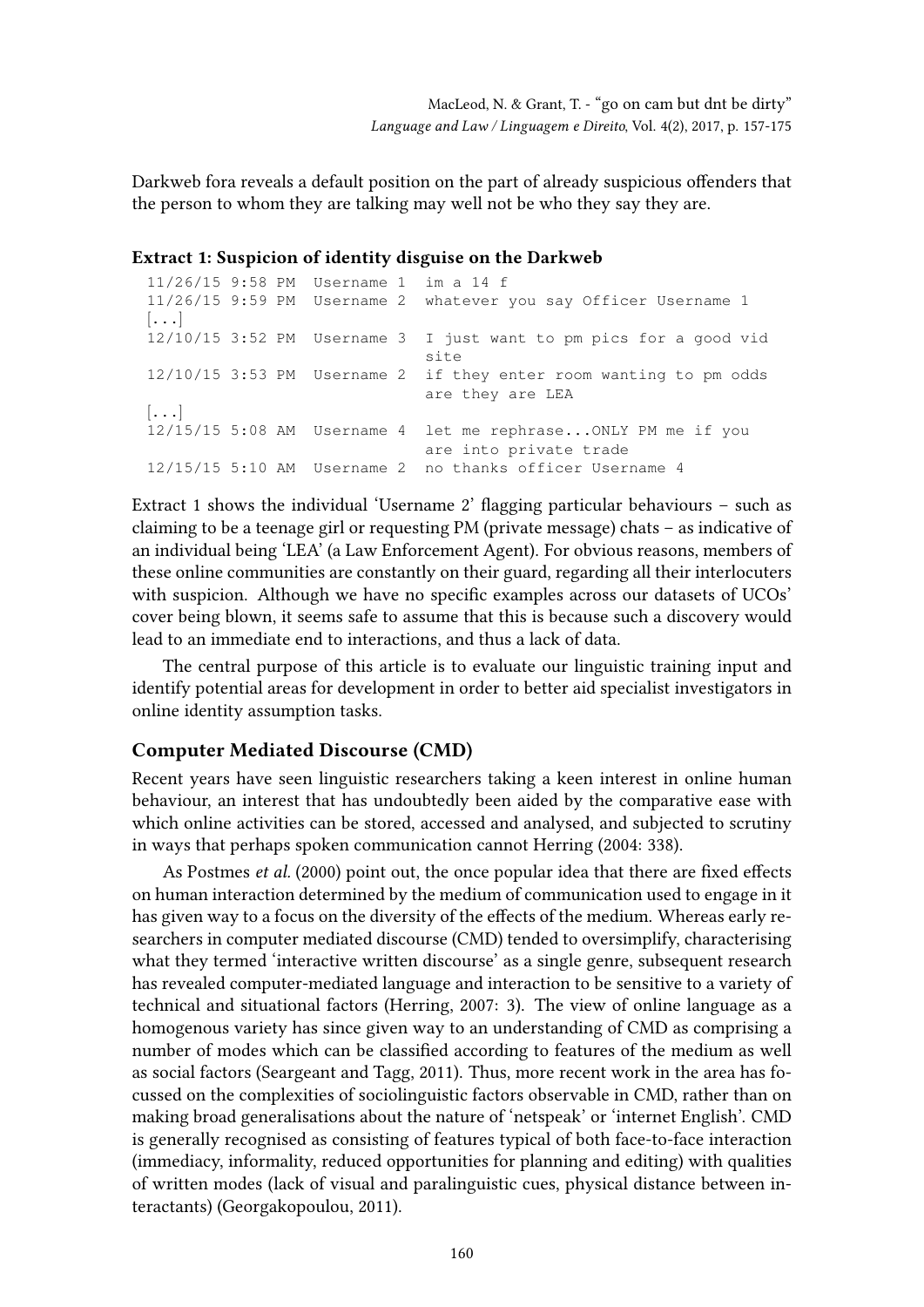Darkweb fora reveals a default position on the part of already suspicious offenders that the person to whom they are talking may well not be who they say they are.

**Extract 1: Suspicion of identity disguise on the Darkweb**

```
11/26/15 9:58 PM  Username 1  im a 14 f
11/26/15 9:59 PM  Username 2  whatever you say Officer Username 1
[...]
12/10/15 3:52 PM  Username 3  I just want to pm pics for a good vid
                              site
12/10/15 3:53 PM  Username 2  if they enter room wanting to pm odds
                              are they are LEA
[...]
12/15/15 5:08 AM  Username 4  let me rephrase...ONLY PM me if you
                              are into private trade
12/15/15 5:10 AM  Username 2  no thanks officer Username 4
```

Extract 1 shows the individual 'Username 2' flagging particular behaviours – such as claiming to be a teenage girl or requesting PM (private message) chats – as indicative of an individual being 'LEA' (a Law Enforcement Agent). For obvious reasons, members of these online communities are constantly on their guard, regarding all their interlocuters with suspicion. Although we have no specific examples across our datasets of UCOs' cover being blown, it seems safe to assume that this is because such a discovery would lead to an immediate end to interactions, and thus a lack of data.

The central purpose of this article is to evaluate our linguistic training input and identify potential areas for development in order to better aid specialist investigators in online identity assumption tasks.

## Computer Mediated Discourse (CMD)

Recent years have seen linguistic researchers taking a keen interest in online human behaviour, an interest that has undoubtedly been aided by the comparative ease with which online activities can be stored, accessed and analysed, and subjected to scrutiny in ways that perhaps spoken communication cannot Herring (2004: 338).

As Postmes *et al.* (2000) point out, the once popular idea that there are fixed effects on human interaction determined by the medium of communication used to engage in it has given way to a focus on the diversity of the effects of the medium. Whereas early researchers in computer mediated discourse (CMD) tended to oversimplify, characterising what they termed 'interactive written discourse' as a single genre, subsequent research has revealed computer-mediated language and interaction to be sensitive to a variety of technical and situational factors (Herring, 2007: 3). The view of online language as a homogenous variety has since given way to an understanding of CMD as comprising a number of modes which can be classified according to features of the medium as well as social factors (Seargeant and Tagg, 2011). Thus, more recent work in the area has focussed on the complexities of sociolinguistic factors observable in CMD, rather than on making broad generalisations about the nature of 'netspeak' or 'internet English'. CMD is generally recognised as consisting of features typical of both face-to-face interaction (immediacy, informality, reduced opportunities for planning and editing) with qualities of written modes (lack of visual and paralinguistic cues, physical distance between interactants) (Georgakopoulou, 2011).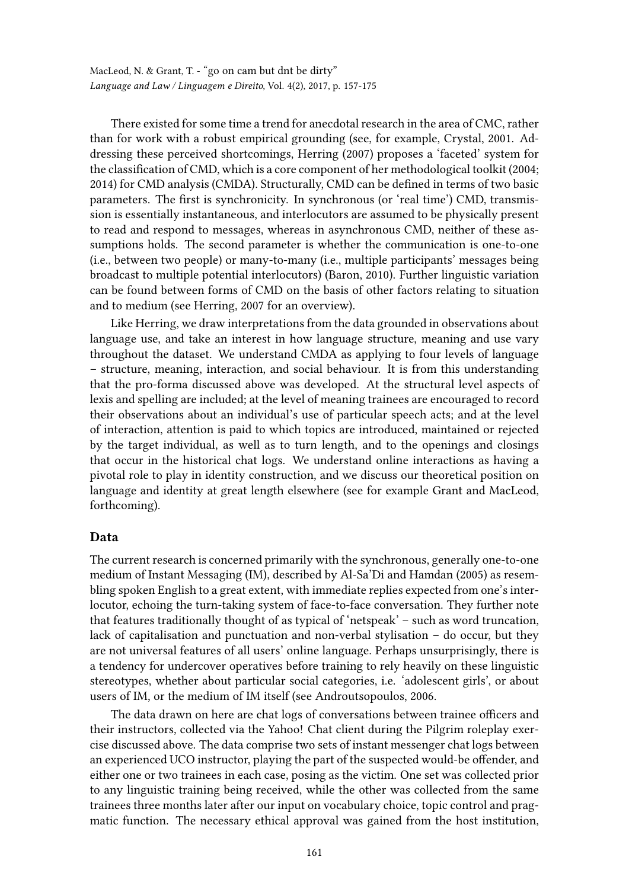There existed for some time a trend for anecdotal research in the area of CMC, rather than for work with a robust empirical grounding (see, for example, Crystal, 2001. Addressing these perceived shortcomings, Herring (2007) proposes a 'faceted' system for the classification of CMD, which is a core component of her methodological toolkit (2004; 2014) for CMD analysis (CMDA). Structurally, CMD can be defined in terms of two basic parameters. The first is synchronicity. In synchronous (or 'real time') CMD, transmission is essentially instantaneous, and interlocutors are assumed to be physically present to read and respond to messages, whereas in asynchronous CMD, neither of these assumptions holds. The second parameter is whether the communication is one-to-one (i.e., between two people) or many-to-many (i.e., multiple participants' messages being broadcast to multiple potential interlocutors) (Baron, 2010). Further linguistic variation can be found between forms of CMD on the basis of other factors relating to situation and to medium (see Herring, 2007 for an overview).

Like Herring, we draw interpretations from the data grounded in observations about language use, and take an interest in how language structure, meaning and use vary throughout the dataset. We understand CMDA as applying to four levels of language – structure, meaning, interaction, and social behaviour. It is from this understanding that the pro-forma discussed above was developed. At the structural level aspects of lexis and spelling are included; at the level of meaning trainees are encouraged to record their observations about an individual's use of particular speech acts; and at the level of interaction, attention is paid to which topics are introduced, maintained or rejected by the target individual, as well as to turn length, and to the openings and closings that occur in the historical chat logs. We understand online interactions as having a pivotal role to play in identity construction, and we discuss our theoretical position on language and identity at great length elsewhere (see for example Grant and MacLeod, forthcoming).

## Data

The current research is concerned primarily with the synchronous, generally one-to-one medium of Instant Messaging (IM), described by Al-Sa'Di and Hamdan (2005) as resembling spoken English to a great extent, with immediate replies expected from one's interlocutor, echoing the turn-taking system of face-to-face conversation. They further note that features traditionally thought of as typical of 'netspeak' – such as word truncation, lack of capitalisation and punctuation and non-verbal stylisation – do occur, but they are not universal features of all users' online language. Perhaps unsurprisingly, there is a tendency for undercover operatives before training to rely heavily on these linguistic stereotypes, whether about particular social categories, i.e. 'adolescent girls', or about users of IM, or the medium of IM itself (see Androutsopoulos, 2006.

The data drawn on here are chat logs of conversations between trainee officers and their instructors, collected via the Yahoo! Chat client during the Pilgrim roleplay exercise discussed above. The data comprise two sets of instant messenger chat logs between an experienced UCO instructor, playing the part of the suspected would-be offender, and either one or two trainees in each case, posing as the victim. One set was collected prior to any linguistic training being received, while the other was collected from the same trainees three months later after our input on vocabulary choice, topic control and pragmatic function. The necessary ethical approval was gained from the host institution,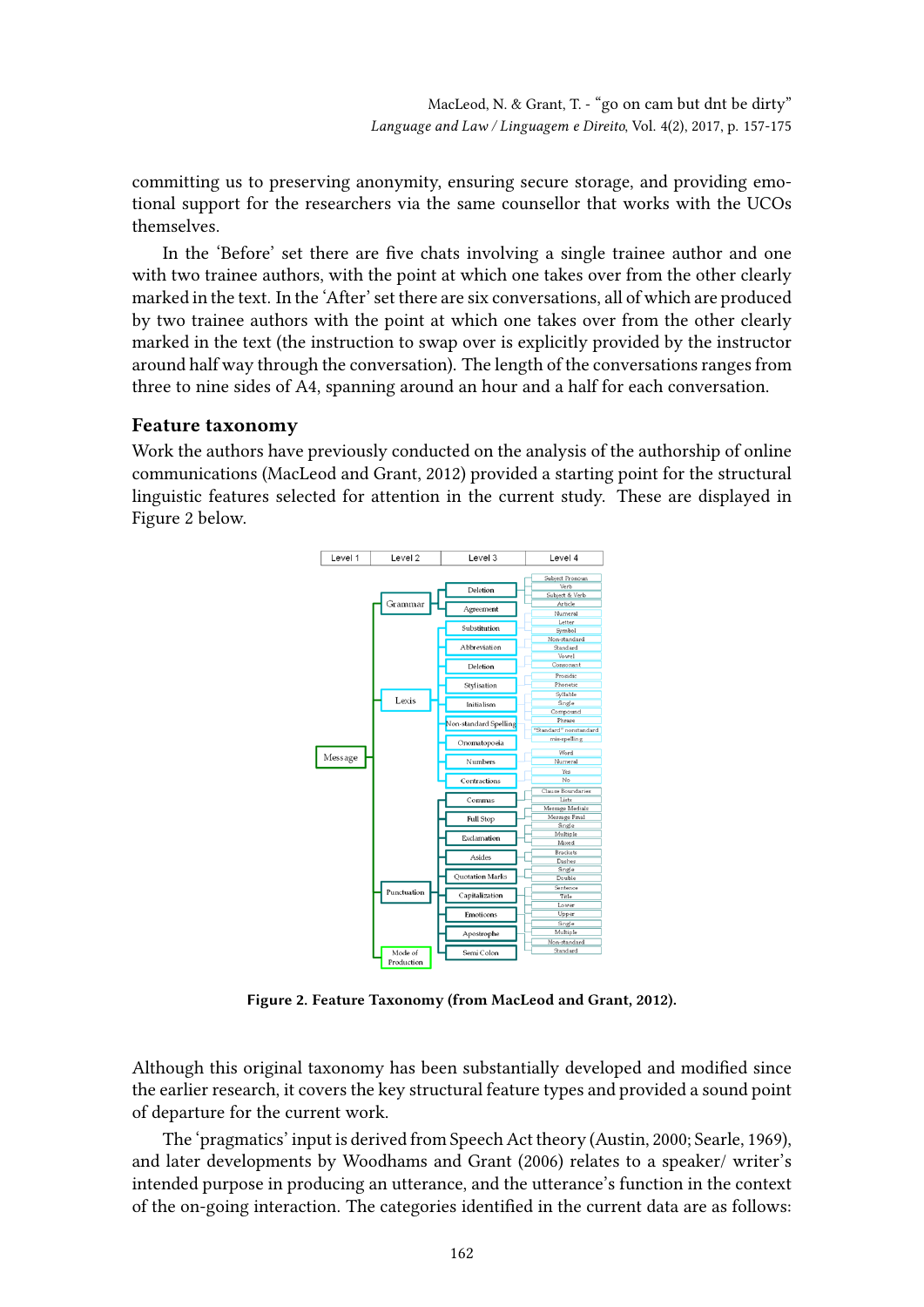committing us to preserving anonymity, ensuring secure storage, and providing emotional support for the researchers via the same counsellor that works with the UCOs themselves.

In the 'Before' set there are five chats involving a single trainee author and one with two trainee authors, with the point at which one takes over from the other clearly marked in the text. In the 'After' set there are six conversations, all of which are produced by two trainee authors with the point at which one takes over from the other clearly marked in the text (the instruction to swap over is explicitly provided by the instructor around half way through the conversation). The length of the conversations ranges from three to nine sides of A4, spanning around an hour and a half for each conversation.

### Feature taxonomy

Work the authors have previously conducted on the analysis of the authorship of online communications (MacLeod and Grant, 2012) provided a starting point for the structural linguistic features selected for attention in the current study. These are displayed in Figure 2 below.

**Figure 2. Feature Taxonomy (from MacLeod and Grant, 2012).**

Although this original taxonomy has been substantially developed and modified since the earlier research, it covers the key structural feature types and provided a sound point of departure for the current work.

The 'pragmatics' input is derived from Speech Act theory (Austin, 2000; Searle, 1969), and later developments by Woodhams and Grant (2006) relates to a speaker/ writer's intended purpose in producing an utterance, and the utterance's function in the context of the on-going interaction. The categories identified in the current data are as follows: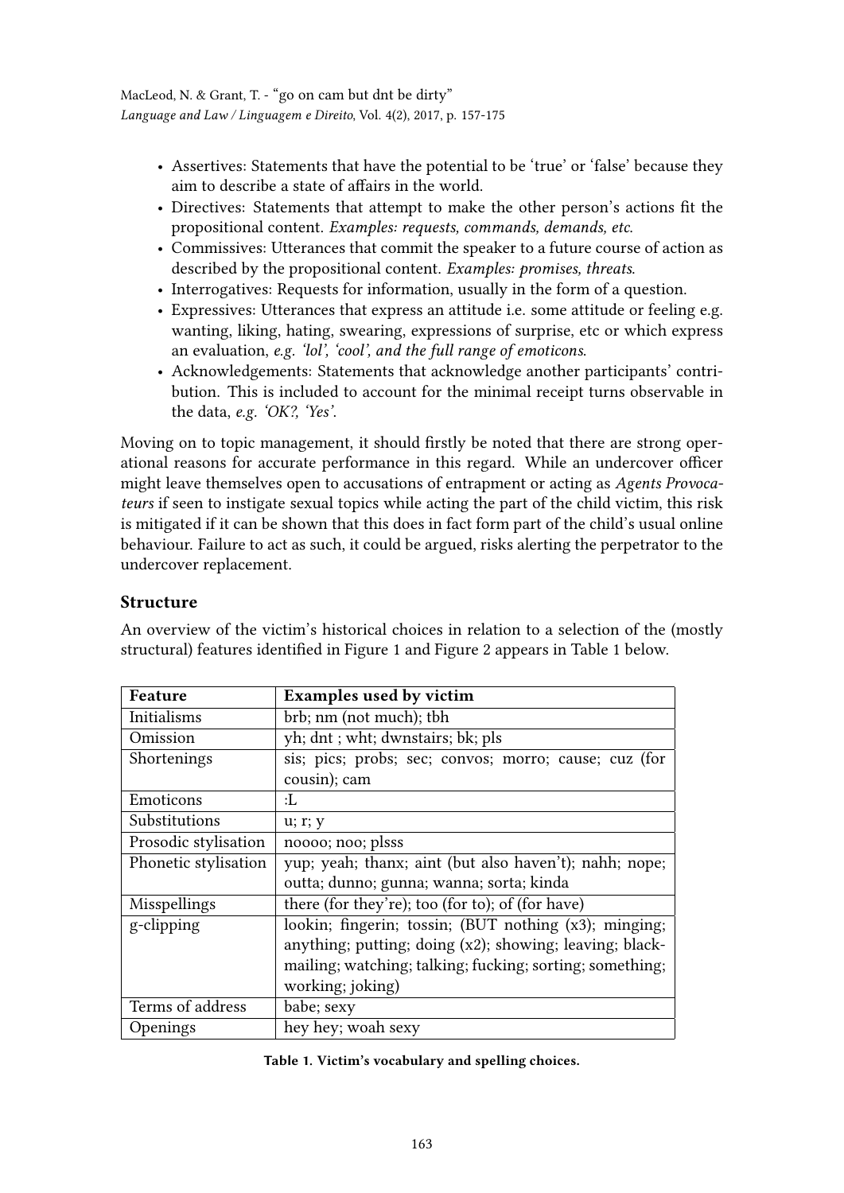- Assertives: Statements that have the potential to be 'true' or 'false' because they aim to describe a state of affairs in the world.
- Directives: Statements that attempt to make the other person's actions fit the propositional content. *Examples: requests, commands, demands, etc.*
- Commissives: Utterances that commit the speaker to a future course of action as described by the propositional content. *Examples: promises, threats.*
- Interrogatives: Requests for information, usually in the form of a question.
- Expressives: Utterances that express an attitude i.e. some attitude or feeling e.g. wanting, liking, hating, swearing, expressions of surprise, etc or which express an evaluation, *e.g. 'lol', 'cool', and the full range of emoticons.*
- Acknowledgements: Statements that acknowledge another participants' contribution. This is included to account for the minimal receipt turns observable in the data, *e.g. 'OK?, 'Yes'.*

Moving on to topic management, it should firstly be noted that there are strong operational reasons for accurate performance in this regard. While an undercover officer might leave themselves open to accusations of entrapment or acting as *Agents Provocateurs* if seen to instigate sexual topics while acting the part of the child victim, this risk is mitigated if it can be shown that this does in fact form part of the child's usual online behaviour. Failure to act as such, it could be argued, risks alerting the perpetrator to the undercover replacement.

## Structure

An overview of the victim's historical choices in relation to a selection of the (mostly structural) features identified in Figure 1 and Figure 2 appears in Table 1 below.

| Feature | Examples used by victim |
| --- | --- |
| Initialisms | brb; nm (not much); tbh |
| Omission | yh; dnt ; wht; dwnstairs; bk; pls |
| Shortenings | sis; pics; probs; sec; convos; morro; cause; cuz (for cousin); cam |
| Emoticons | :L |
| Substitutions | u; r; y |
| Prosodic stylisation | noooo; noo; plsss |
| Phonetic stylisation | yup; yeah; thanx; aint (but also haven't); nahh; nope; outta; dunno; gunna; wanna; sorta; kinda |
| Misspellings | there (for they're); too (for to); of (for have) |
| g-clipping | lookin; fingerin; tossin; (BUT nothing (x3); minging; anything; putting; doing (x2); showing; leaving; blackmailing; watching; talking; fucking; sorting; something; working; joking) |
| Terms of address | babe; sexy |
| Openings | hey hey; woah sexy |

**Table 1. Victim's vocabulary and spelling choices.**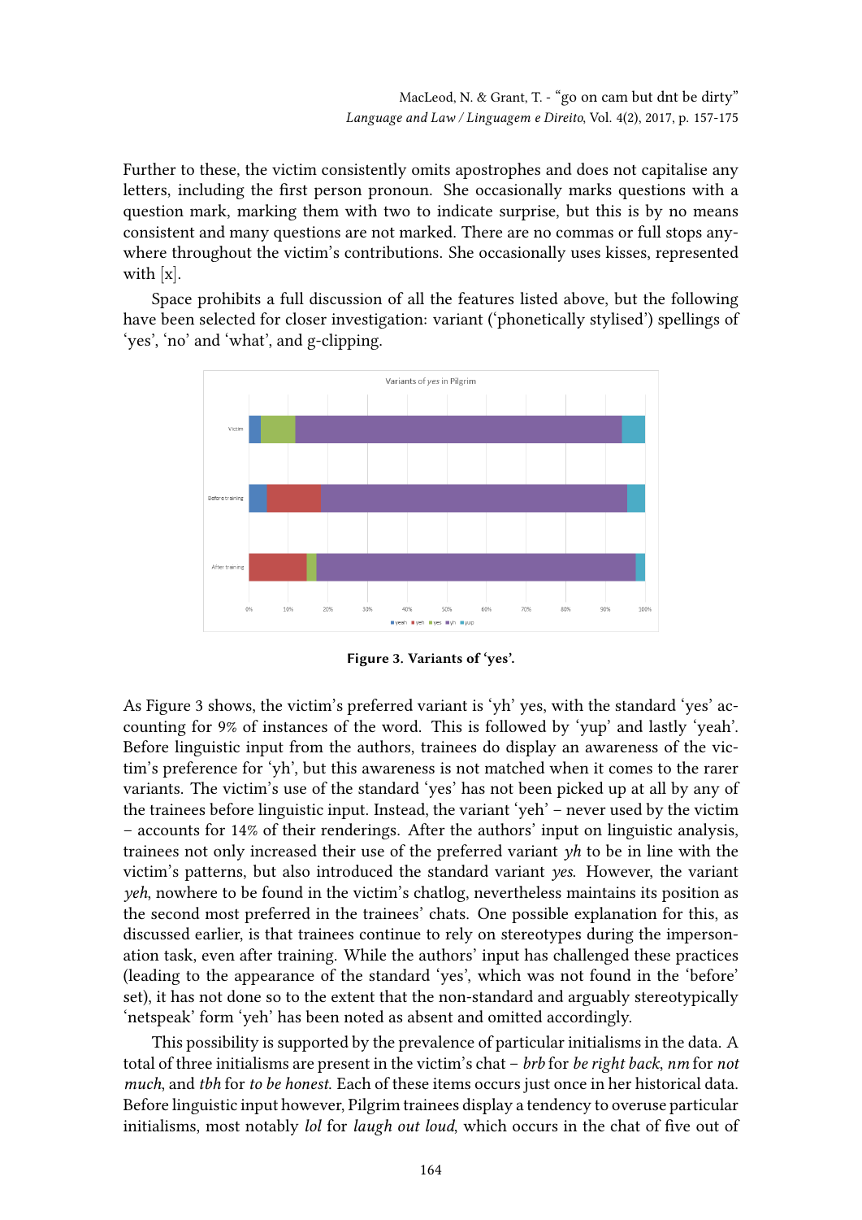Further to these, the victim consistently omits apostrophes and does not capitalise any letters, including the first person pronoun. She occasionally marks questions with a question mark, marking them with two to indicate surprise, but this is by no means consistent and many questions are not marked. There are no commas or full stops anywhere throughout the victim's contributions. She occasionally uses kisses, represented with [x].

Space prohibits a full discussion of all the features listed above, but the following have been selected for closer investigation: variant ('phonetically stylised') spellings of 'yes', 'no' and 'what', and g-clipping.

**Figure 3. Variants of 'yes'.**

As Figure 3 shows, the victim's preferred variant is 'yh' yes, with the standard 'yes' accounting for 9% of instances of the word. This is followed by 'yup' and lastly 'yeah'. Before linguistic input from the authors, trainees do display an awareness of the victim's preference for 'yh', but this awareness is not matched when it comes to the rarer variants. The victim's use of the standard 'yes' has not been picked up at all by any of the trainees before linguistic input. Instead, the variant 'yeh' – never used by the victim – accounts for 14% of their renderings. After the authors' input on linguistic analysis, trainees not only increased their use of the preferred variant *yh* to be in line with the victim's patterns, but also introduced the standard variant *yes*. However, the variant *yeh*, nowhere to be found in the victim's chatlog, nevertheless maintains its position as the second most preferred in the trainees' chats. One possible explanation for this, as discussed earlier, is that trainees continue to rely on stereotypes during the impersonation task, even after training. While the authors' input has challenged these practices (leading to the appearance of the standard 'yes', which was not found in the 'before' set), it has not done so to the extent that the non-standard and arguably stereotypically 'netspeak' form 'yeh' has been noted as absent and omitted accordingly.

This possibility is supported by the prevalence of particular initialisms in the data. A total of three initialisms are present in the victim's chat – *brb* for *be right back*, *nm* for *not much*, and *tbh* for *to be honest*. Each of these items occurs just once in her historical data. Before linguistic input however, Pilgrim trainees display a tendency to overuse particular initialisms, most notably *lol* for *laugh out loud*, which occurs in the chat of five out of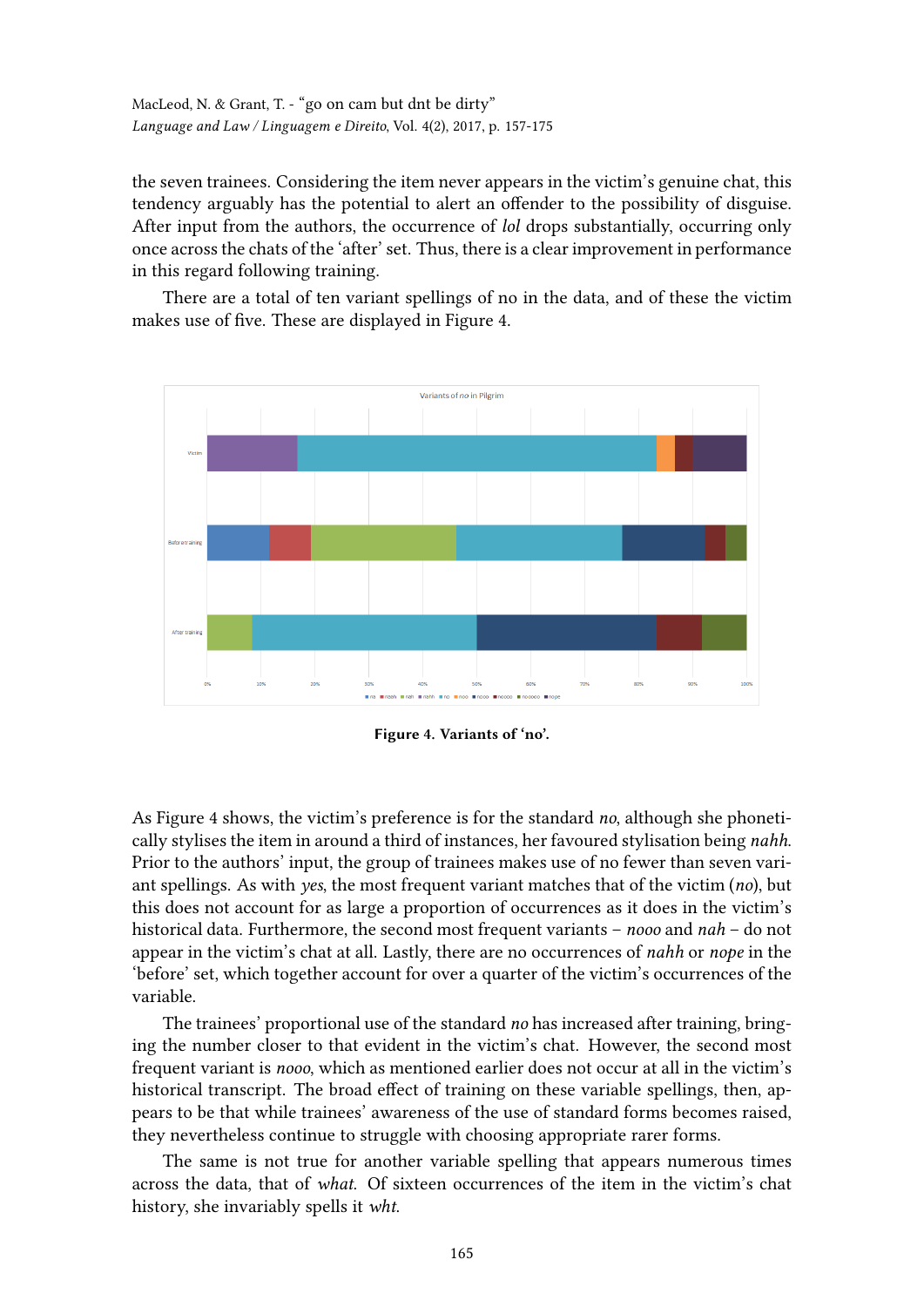the seven trainees. Considering the item never appears in the victim's genuine chat, this tendency arguably has the potential to alert an offender to the possibility of disguise. After input from the authors, the occurrence of *lol* drops substantially, occurring only once across the chats of the 'after' set. Thus, there is a clear improvement in performance in this regard following training.

There are a total of ten variant spellings of no in the data, and of these the victim makes use of five. These are displayed in Figure 4.

**Figure 4. Variants of 'no'.**

As Figure 4 shows, the victim's preference is for the standard *no*, although she phonetically stylises the item in around a third of instances, her favoured stylisation being *nahh*. Prior to the authors' input, the group of trainees makes use of no fewer than seven variant spellings. As with *yes*, the most frequent variant matches that of the victim (*no*), but this does not account for as large a proportion of occurrences as it does in the victim's historical data. Furthermore, the second most frequent variants – *nooo* and *nah* – do not appear in the victim's chat at all. Lastly, there are no occurrences of *nahh* or *nope* in the 'before' set, which together account for over a quarter of the victim's occurrences of the variable.

The trainees' proportional use of the standard *no* has increased after training, bringing the number closer to that evident in the victim's chat. However, the second most frequent variant is *nooo*, which as mentioned earlier does not occur at all in the victim's historical transcript. The broad effect of training on these variable spellings, then, appears to be that while trainees' awareness of the use of standard forms becomes raised, they nevertheless continue to struggle with choosing appropriate rarer forms.

The same is not true for another variable spelling that appears numerous times across the data, that of *what*. Of sixteen occurrences of the item in the victim's chat history, she invariably spells it *wht*.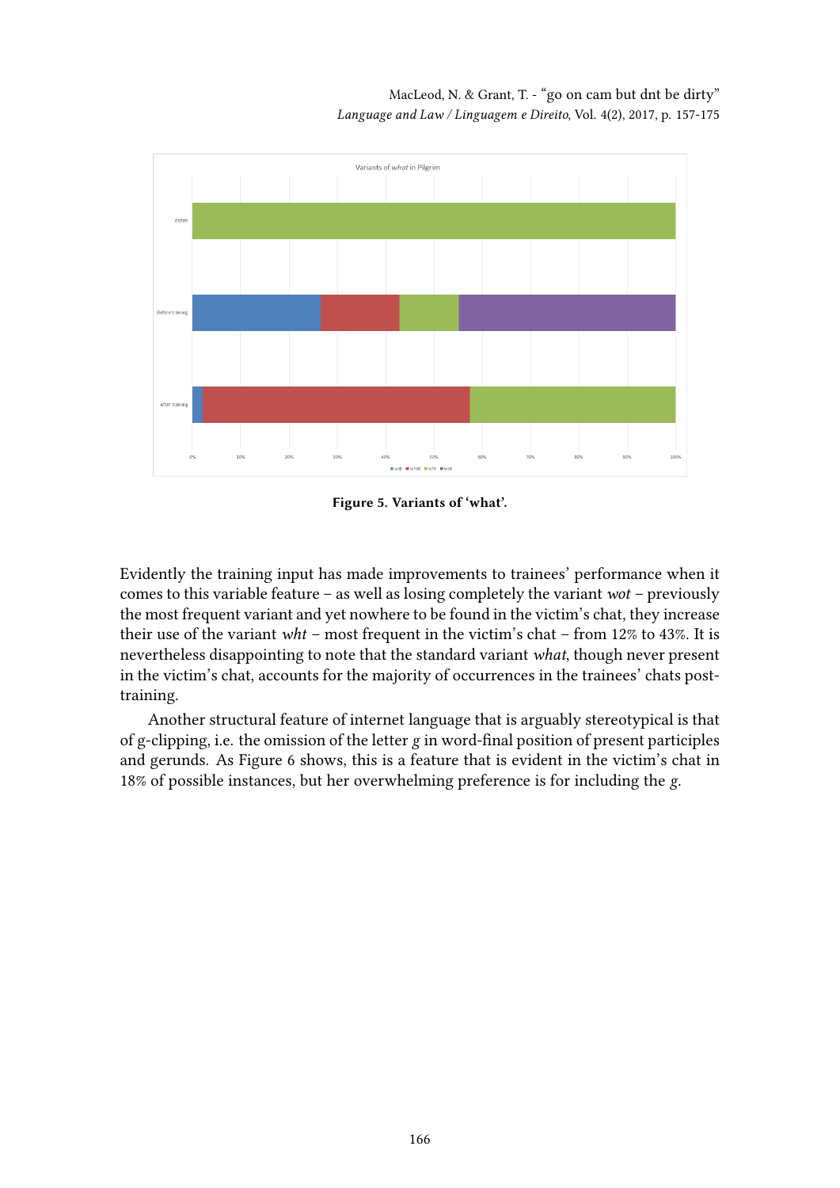Figure 5. Variants of ‘what’.

Evidently the training input has made improvements to trainees’ performance when it comes to this variable feature – as well as losing completely the variant *wot* – previously the most frequent variant and yet nowhere to be found in the victim’s chat, they increase their use of the variant *wht* – most frequent in the victim’s chat – from 12% to 43%. It is nevertheless disappointing to note that the standard variant *what*, though never present in the victim’s chat, accounts for the majority of occurrences in the trainees’ chats post-training.

Another structural feature of internet language that is arguably stereotypical is that of g-clipping, i.e. the omission of the letter *g* in word-final position of present participles and gerunds. As Figure 6 shows, this is a feature that is evident in the victim’s chat in 18% of possible instances, but her overwhelming preference is for including the *g*.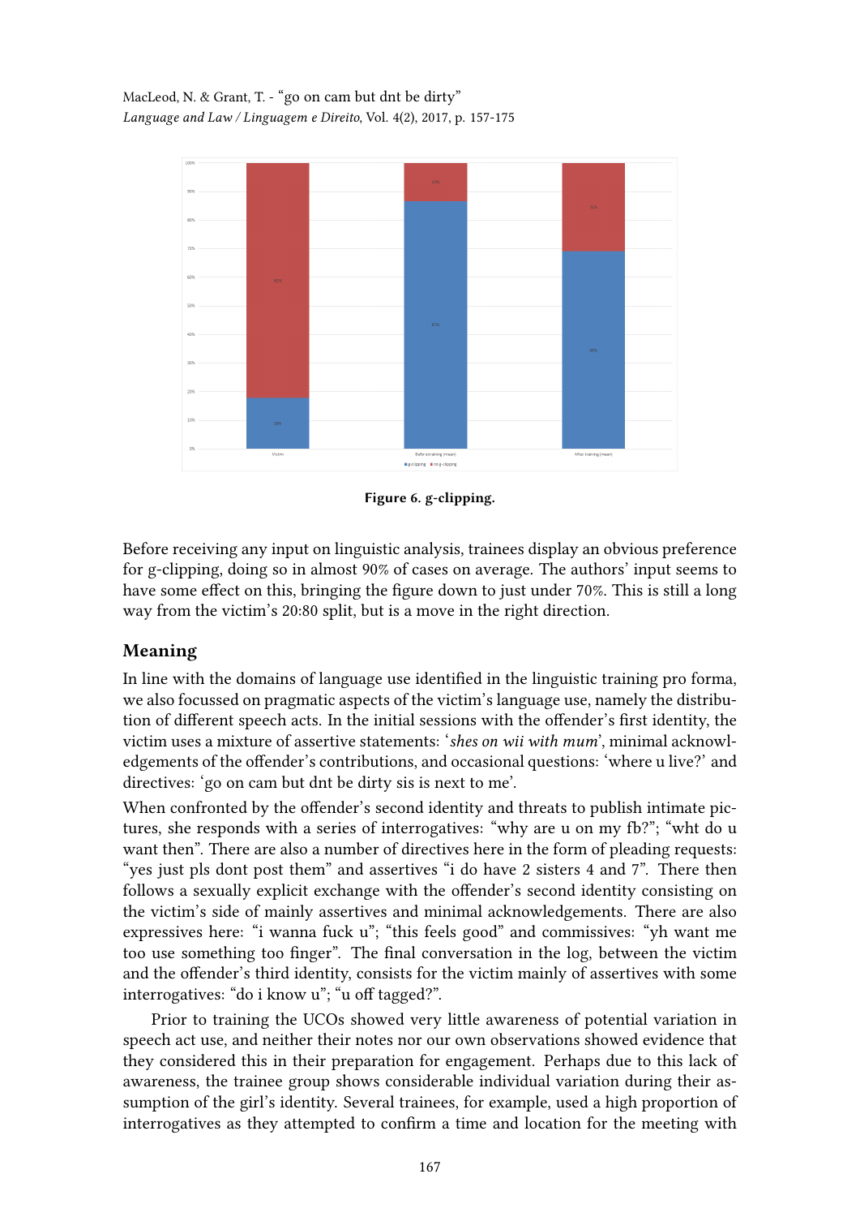**Figure 6. g-clipping.**

Before receiving any input on linguistic analysis, trainees display an obvious preference for g-clipping, doing so in almost 90% of cases on average. The authors' input seems to have some effect on this, bringing the figure down to just under 70%. This is still a long way from the victim's 20:80 split, but is a move in the right direction.

## Meaning

In line with the domains of language use identified in the linguistic training pro forma, we also focussed on pragmatic aspects of the victim's language use, namely the distribution of different speech acts. In the initial sessions with the offender's first identity, the victim uses a mixture of assertive statements: '*shes on wii with mum*', minimal acknowledgements of the offender's contributions, and occasional questions: 'where u live?' and directives: 'go on cam but dnt be dirty sis is next to me'.

When confronted by the offender's second identity and threats to publish intimate pictures, she responds with a series of interrogatives: "why are u on my fb?"; "wht do u want then". There are also a number of directives here in the form of pleading requests: "yes just pls dont post them" and assertives "i do have 2 sisters 4 and 7". There then follows a sexually explicit exchange with the offender's second identity consisting on the victim's side of mainly assertives and minimal acknowledgements. There are also expressives here: "i wanna fuck u"; "this feels good" and commissives: "yh want me too use something too finger". The final conversation in the log, between the victim and the offender's third identity, consists for the victim mainly of assertives with some interrogatives: "do i know u"; "u off tagged?".

Prior to training the UCOs showed very little awareness of potential variation in speech act use, and neither their notes nor our own observations showed evidence that they considered this in their preparation for engagement. Perhaps due to this lack of awareness, the trainee group shows considerable individual variation during their assumption of the girl's identity. Several trainees, for example, used a high proportion of interrogatives as they attempted to confirm a time and location for the meeting with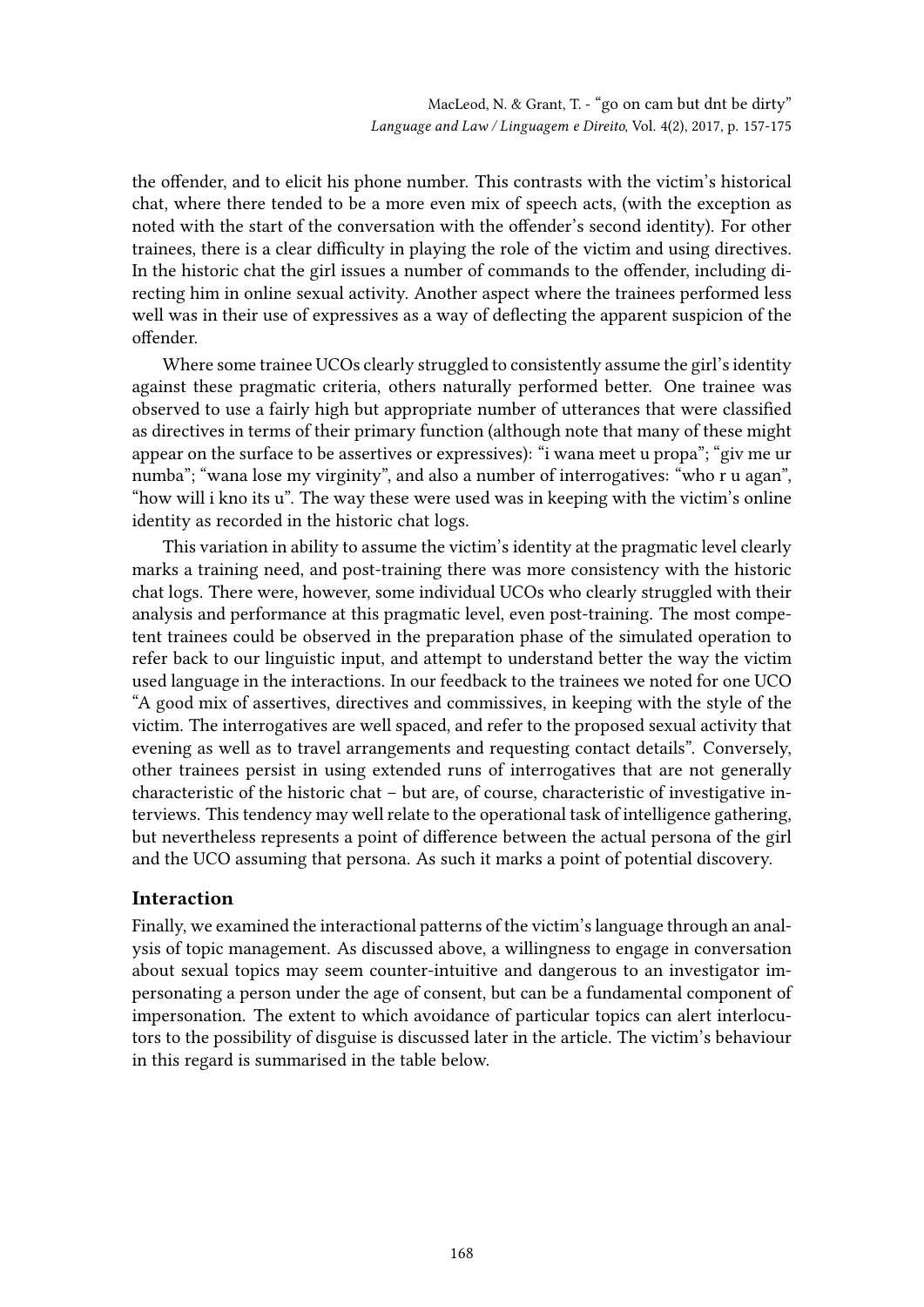the offender, and to elicit his phone number. This contrasts with the victim's historical chat, where there tended to be a more even mix of speech acts, (with the exception as noted with the start of the conversation with the offender's second identity). For other trainees, there is a clear difficulty in playing the role of the victim and using directives. In the historic chat the girl issues a number of commands to the offender, including directing him in online sexual activity. Another aspect where the trainees performed less well was in their use of expressives as a way of deflecting the apparent suspicion of the offender.

Where some trainee UCOs clearly struggled to consistently assume the girl's identity against these pragmatic criteria, others naturally performed better. One trainee was observed to use a fairly high but appropriate number of utterances that were classified as directives in terms of their primary function (although note that many of these might appear on the surface to be assertives or expressives): "i wana meet u propa"; "giv me ur numba"; "wana lose my virginity", and also a number of interrogatives: "who r u agan", "how will i kno its u". The way these were used was in keeping with the victim's online identity as recorded in the historic chat logs.

This variation in ability to assume the victim's identity at the pragmatic level clearly marks a training need, and post-training there was more consistency with the historic chat logs. There were, however, some individual UCOs who clearly struggled with their analysis and performance at this pragmatic level, even post-training. The most competent trainees could be observed in the preparation phase of the simulated operation to refer back to our linguistic input, and attempt to understand better the way the victim used language in the interactions. In our feedback to the trainees we noted for one UCO "A good mix of assertives, directives and commissives, in keeping with the style of the victim. The interrogatives are well spaced, and refer to the proposed sexual activity that evening as well as to travel arrangements and requesting contact details". Conversely, other trainees persist in using extended runs of interrogatives that are not generally characteristic of the historic chat – but are, of course, characteristic of investigative interviews. This tendency may well relate to the operational task of intelligence gathering, but nevertheless represents a point of difference between the actual persona of the girl and the UCO assuming that persona. As such it marks a point of potential discovery.

### Interaction

Finally, we examined the interactional patterns of the victim's language through an analysis of topic management. As discussed above, a willingness to engage in conversation about sexual topics may seem counter-intuitive and dangerous to an investigator impersonating a person under the age of consent, but can be a fundamental component of impersonation. The extent to which avoidance of particular topics can alert interlocutors to the possibility of disguise is discussed later in the article. The victim's behaviour in this regard is summarised in the table below.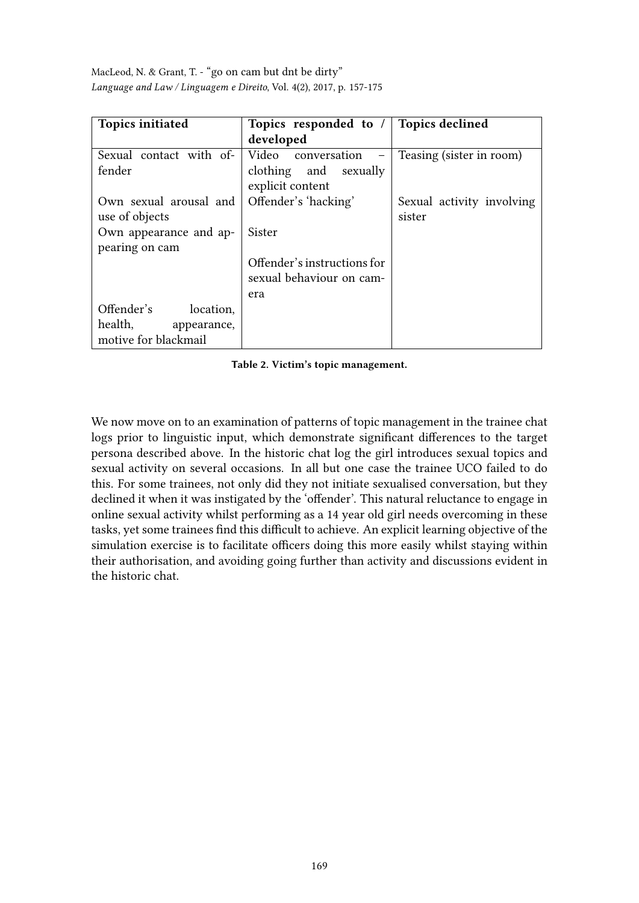| Topics initiated | Topics responded to / developed | Topics declined |
|---|---|---|
| Sexual contact with offender | Video conversation – clothing and sexually explicit content | Teasing (sister in room) |
| Own sexual arousal and use of objects | Offender's 'hacking' | Sexual activity involving sister |
| Own appearance and appearing on cam | Sister | |
| | Offender's instructions for sexual behaviour on camera | |
| Offender's location, health, appearance, motive for blackmail | | |

**Table 2. Victim's topic management.**

We now move on to an examination of patterns of topic management in the trainee chat logs prior to linguistic input, which demonstrate significant differences to the target persona described above. In the historic chat log the girl introduces sexual topics and sexual activity on several occasions. In all but one case the trainee UCO failed to do this. For some trainees, not only did they not initiate sexualised conversation, but they declined it when it was instigated by the 'offender'. This natural reluctance to engage in online sexual activity whilst performing as a 14 year old girl needs overcoming in these tasks, yet some trainees find this difficult to achieve. An explicit learning objective of the simulation exercise is to facilitate officers doing this more easily whilst staying within their authorisation, and avoiding going further than activity and discussions evident in the historic chat.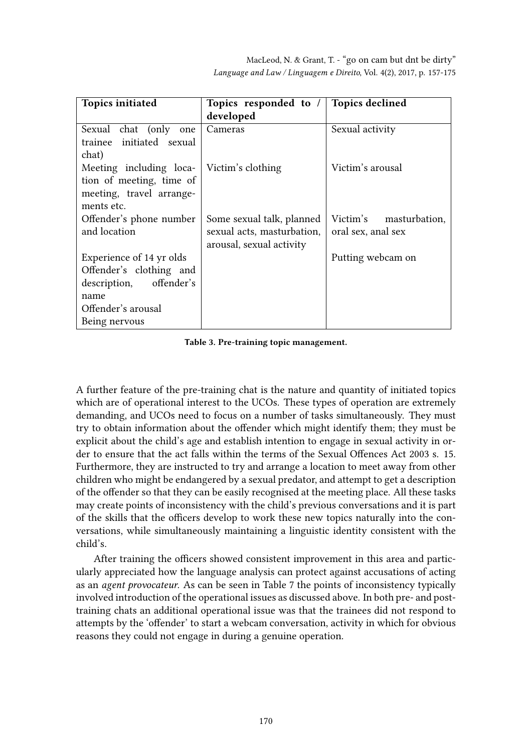| Topics initiated | Topics responded to / developed | Topics declined |
| --- | --- | --- |
| Sexual chat (only one trainee initiated sexual chat) | Cameras | Sexual activity |
| Meeting including location of meeting, time of meeting, travel arrangements etc. | Victim's clothing | Victim's arousal |
| Offender's phone number and location | Some sexual talk, planned sexual acts, masturbation, arousal, sexual activity | Victim's masturbation, oral sex, anal sex |
| Experience of 14 yr olds<br>Offender's clothing and description, offender's name<br>Offender's arousal<br>Being nervous | | Putting webcam on |

**Table 3. Pre-training topic management.**

A further feature of the pre-training chat is the nature and quantity of initiated topics which are of operational interest to the UCOs. These types of operation are extremely demanding, and UCOs need to focus on a number of tasks simultaneously. They must try to obtain information about the offender which might identify them; they must be explicit about the child's age and establish intention to engage in sexual activity in order to ensure that the act falls within the terms of the Sexual Offences Act 2003 s. 15. Furthermore, they are instructed to try and arrange a location to meet away from other children who might be endangered by a sexual predator, and attempt to get a description of the offender so that they can be easily recognised at the meeting place. All these tasks may create points of inconsistency with the child's previous conversations and it is part of the skills that the officers develop to work these new topics naturally into the conversations, while simultaneously maintaining a linguistic identity consistent with the child's.

After training the officers showed consistent improvement in this area and particularly appreciated how the language analysis can protect against accusations of acting as an *agent provocateur.* As can be seen in Table 7 the points of inconsistency typically involved introduction of the operational issues as discussed above. In both pre- and post-training chats an additional operational issue was that the trainees did not respond to attempts by the 'offender' to start a webcam conversation, activity in which for obvious reasons they could not engage in during a genuine operation.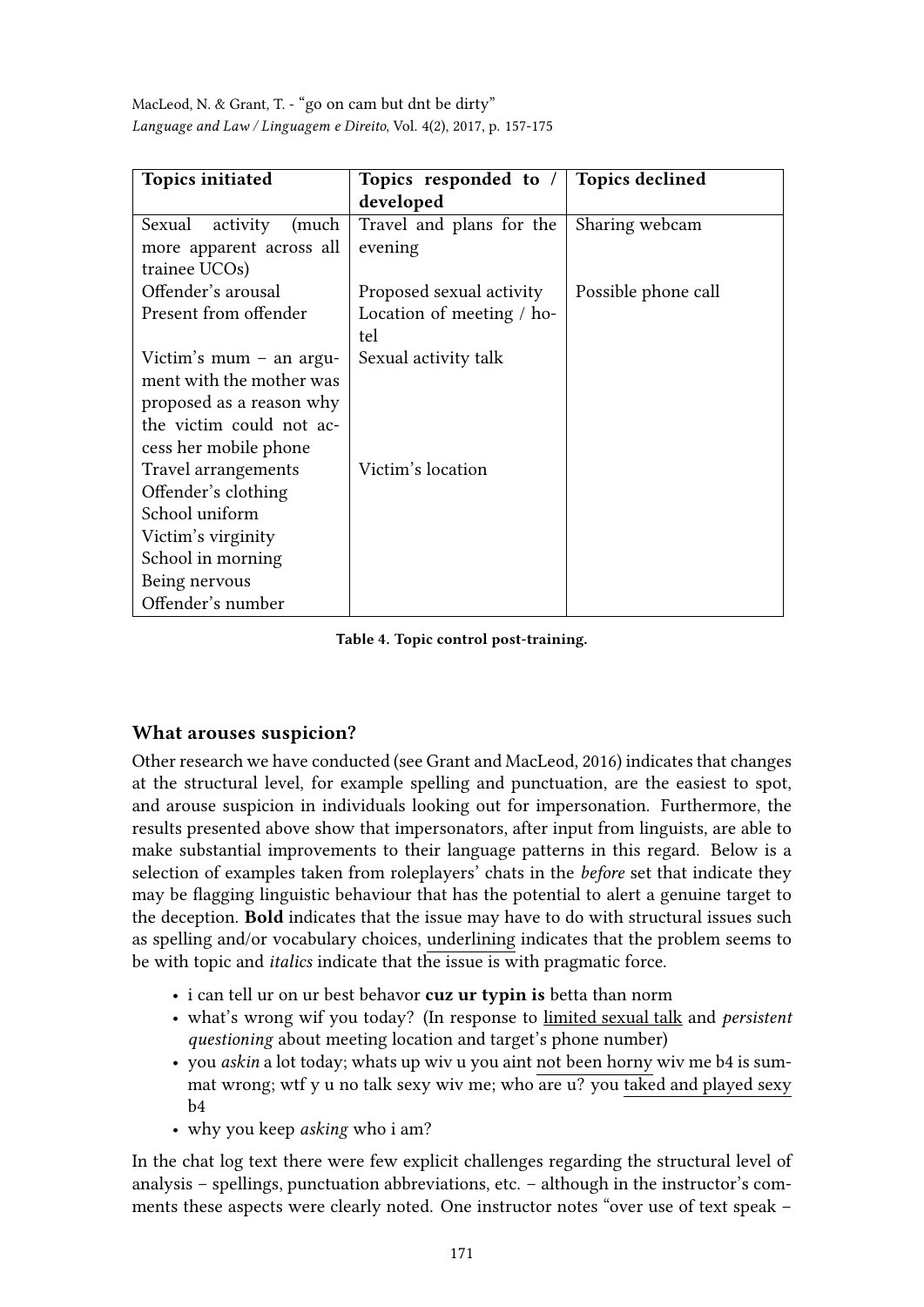| Topics initiated | Topics responded to / developed | Topics declined |
|---|---|---|
| Sexual activity (much more apparent across all trainee UCOs) | Travel and plans for the evening | Sharing webcam |
| Offender's arousal | Proposed sexual activity | Possible phone call |
| Present from offender | Location of meeting / hotel | |
| Victim's mum – an argument with the mother was proposed as a reason why the victim could not access her mobile phone | Sexual activity talk | |
| Travel arrangements | Victim's location | |
| Offender's clothing | | |
| School uniform | | |
| Victim's virginity | | |
| School in morning | | |
| Being nervous | | |
| Offender's number | | |

**Table 4. Topic control post-training.**

## What arouses suspicion?

Other research we have conducted (see Grant and MacLeod, 2016) indicates that changes at the structural level, for example spelling and punctuation, are the easiest to spot, and arouse suspicion in individuals looking out for impersonation. Furthermore, the results presented above show that impersonators, after input from linguists, are able to make substantial improvements to their language patterns in this regard. Below is a selection of examples taken from roleplayers' chats in the *before* set that indicate they may be flagging linguistic behaviour that has the potential to alert a genuine target to the deception. **Bold** indicates that the issue may have to do with structural issues such as spelling and/or vocabulary choices, <u>underlining</u> indicates that the problem seems to be with topic and *italics* indicate that the issue is with pragmatic force.

- i can tell ur on ur best behavor **cuz ur typin is** betta than norm
- what's wrong wif you today? (In response to <u>limited sexual talk</u> and *persistent questioning* about meeting location and target's phone number)
- you *askin* a lot today; whats up wiv u you aint <u>not been horny</u> wiv me b4 is summat wrong; wtf y u no talk sexy wiv me; who are u? you <u>taked and played sexy</u> b4
- why you keep *asking* who i am?

In the chat log text there were few explicit challenges regarding the structural level of analysis – spellings, punctuation abbreviations, etc. – although in the instructor's comments these aspects were clearly noted. One instructor notes "over use of text speak –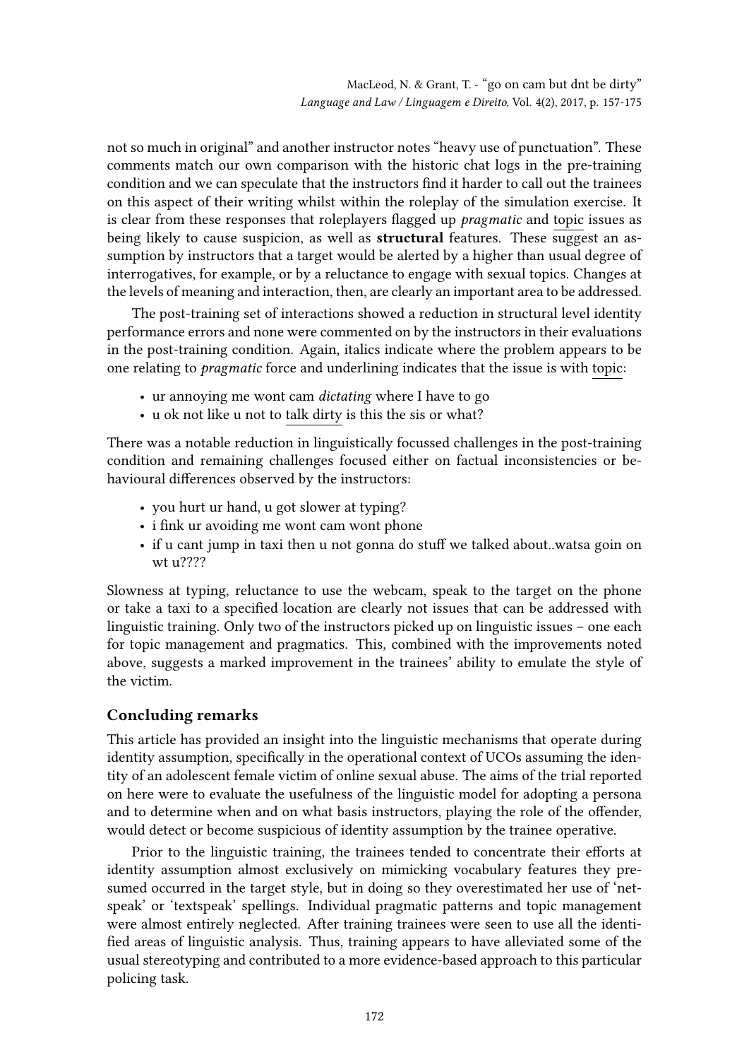not so much in original" and another instructor notes "heavy use of punctuation". These comments match our own comparison with the historic chat logs in the pre-training condition and we can speculate that the instructors find it harder to call out the trainees on this aspect of their writing whilst within the roleplay of the simulation exercise. It is clear from these responses that roleplayers flagged up *pragmatic* and <u>topic</u> issues as being likely to cause suspicion, as well as **structural** features. These suggest an assumption by instructors that a target would be alerted by a higher than usual degree of interrogatives, for example, or by a reluctance to engage with sexual topics. Changes at the levels of meaning and interaction, then, are clearly an important area to be addressed.

The post-training set of interactions showed a reduction in structural level identity performance errors and none were commented on by the instructors in their evaluations in the post-training condition. Again, italics indicate where the problem appears to be one relating to *pragmatic* force and underlining indicates that the issue is with <u>topic</u>:

- ur annoying me wont cam *dictating* where I have to go
- u ok not like u not to <u>talk dirty</u> is this the sis or what?

There was a notable reduction in linguistically focussed challenges in the post-training condition and remaining challenges focused either on factual inconsistencies or behavioural differences observed by the instructors:

- you hurt ur hand, u got slower at typing?
- i fink ur avoiding me wont cam wont phone
- if u cant jump in taxi then u not gonna do stuff we talked about..watsa goin on wt u????

Slowness at typing, reluctance to use the webcam, speak to the target on the phone or take a taxi to a specified location are clearly not issues that can be addressed with linguistic training. Only two of the instructors picked up on linguistic issues – one each for topic management and pragmatics. This, combined with the improvements noted above, suggests a marked improvement in the trainees' ability to emulate the style of the victim.

## Concluding remarks

This article has provided an insight into the linguistic mechanisms that operate during identity assumption, specifically in the operational context of UCOs assuming the identity of an adolescent female victim of online sexual abuse. The aims of the trial reported on here were to evaluate the usefulness of the linguistic model for adopting a persona and to determine when and on what basis instructors, playing the role of the offender, would detect or become suspicious of identity assumption by the trainee operative.

Prior to the linguistic training, the trainees tended to concentrate their efforts at identity assumption almost exclusively on mimicking vocabulary features they presumed occurred in the target style, but in doing so they overestimated her use of 'netspeak' or 'textspeak' spellings. Individual pragmatic patterns and topic management were almost entirely neglected. After training trainees were seen to use all the identified areas of linguistic analysis. Thus, training appears to have alleviated some of the usual stereotyping and contributed to a more evidence-based approach to this particular policing task.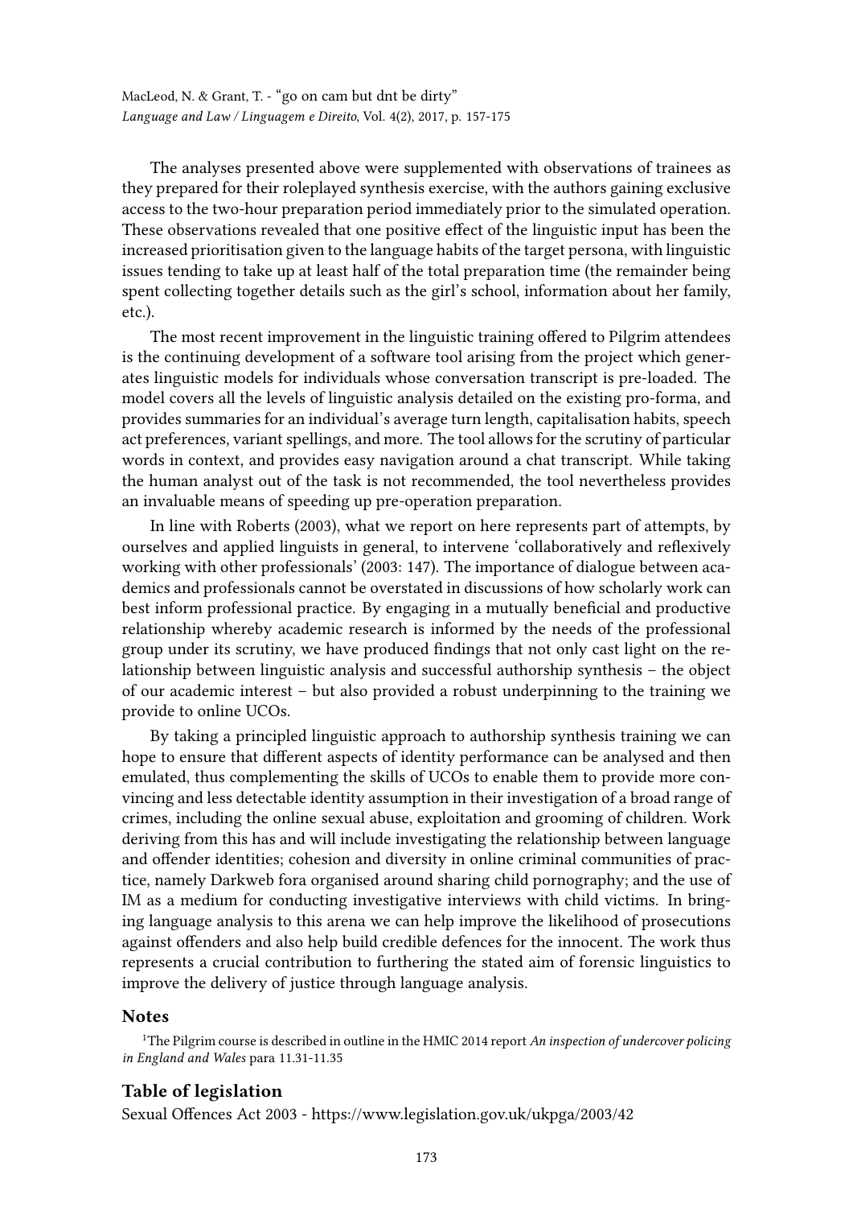The analyses presented above were supplemented with observations of trainees as they prepared for their roleplayed synthesis exercise, with the authors gaining exclusive access to the two-hour preparation period immediately prior to the simulated operation. These observations revealed that one positive effect of the linguistic input has been the increased prioritisation given to the language habits of the target persona, with linguistic issues tending to take up at least half of the total preparation time (the remainder being spent collecting together details such as the girl's school, information about her family, etc.).

The most recent improvement in the linguistic training offered to Pilgrim attendees is the continuing development of a software tool arising from the project which generates linguistic models for individuals whose conversation transcript is pre-loaded. The model covers all the levels of linguistic analysis detailed on the existing pro-forma, and provides summaries for an individual's average turn length, capitalisation habits, speech act preferences, variant spellings, and more. The tool allows for the scrutiny of particular words in context, and provides easy navigation around a chat transcript. While taking the human analyst out of the task is not recommended, the tool nevertheless provides an invaluable means of speeding up pre-operation preparation.

In line with Roberts (2003), what we report on here represents part of attempts, by ourselves and applied linguists in general, to intervene 'collaboratively and reflexively working with other professionals' (2003: 147). The importance of dialogue between academics and professionals cannot be overstated in discussions of how scholarly work can best inform professional practice. By engaging in a mutually beneficial and productive relationship whereby academic research is informed by the needs of the professional group under its scrutiny, we have produced findings that not only cast light on the relationship between linguistic analysis and successful authorship synthesis – the object of our academic interest – but also provided a robust underpinning to the training we provide to online UCOs.

By taking a principled linguistic approach to authorship synthesis training we can hope to ensure that different aspects of identity performance can be analysed and then emulated, thus complementing the skills of UCOs to enable them to provide more convincing and less detectable identity assumption in their investigation of a broad range of crimes, including the online sexual abuse, exploitation and grooming of children. Work deriving from this has and will include investigating the relationship between language and offender identities; cohesion and diversity in online criminal communities of practice, namely Darkweb fora organised around sharing child pornography; and the use of IM as a medium for conducting investigative interviews with child victims. In bringing language analysis to this arena we can help improve the likelihood of prosecutions against offenders and also help build credible defences for the innocent. The work thus represents a crucial contribution to furthering the stated aim of forensic linguistics to improve the delivery of justice through language analysis.

## Notes

[1] The Pilgrim course is described in outline in the HMIC 2014 report *An inspection of undercover policing in England and Wales* para 11.31-11.35

## Table of legislation

Sexual Offences Act 2003 - https://www.legislation.gov.uk/ukpga/2003/42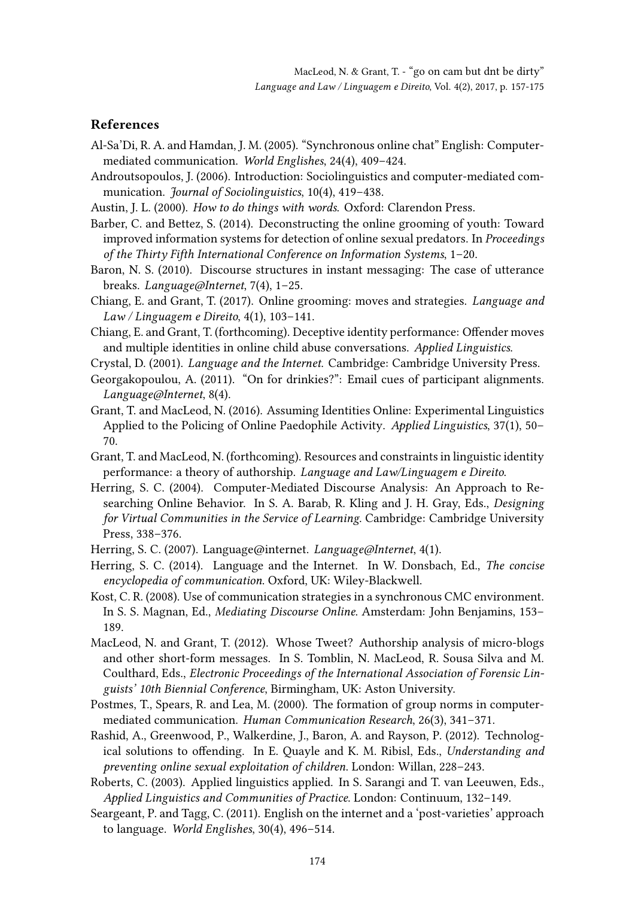## References

Al-Sa'Di, R. A. and Hamdan, J. M. (2005). "Synchronous online chat" English: Computer-mediated communication. *World Englishes*, 24(4), 409–424.

Androutsopoulos, J. (2006). Introduction: Sociolinguistics and computer-mediated communication. *Journal of Sociolinguistics*, 10(4), 419–438.

Austin, J. L. (2000). *How to do things with words*. Oxford: Clarendon Press.

Barber, C. and Bettez, S. (2014). Deconstructing the online grooming of youth: Toward improved information systems for detection of online sexual predators. In *Proceedings of the Thirty Fifth International Conference on Information Systems*, 1–20.

Baron, N. S. (2010). Discourse structures in instant messaging: The case of utterance breaks. *Language@Internet*, 7(4), 1–25.

Chiang, E. and Grant, T. (2017). Online grooming: moves and strategies. *Language and Law / Linguagem e Direito*, 4(1), 103–141.

Chiang, E. and Grant, T. (forthcoming). Deceptive identity performance: Offender moves and multiple identities in online child abuse conversations. *Applied Linguistics*.

Crystal, D. (2001). *Language and the Internet*. Cambridge: Cambridge University Press.

Georgakopoulou, A. (2011). "On for drinkies?": Email cues of participant alignments. *Language@Internet*, 8(4).

Grant, T. and MacLeod, N. (2016). Assuming Identities Online: Experimental Linguistics Applied to the Policing of Online Paedophile Activity. *Applied Linguistics*, 37(1), 50–70.

Grant, T. and MacLeod, N. (forthcoming). Resources and constraints in linguistic identity performance: a theory of authorship. *Language and Law/Linguagem e Direito*.

Herring, S. C. (2004). Computer-Mediated Discourse Analysis: An Approach to Researching Online Behavior. In S. A. Barab, R. Kling and J. H. Gray, Eds., *Designing for Virtual Communities in the Service of Learning*. Cambridge: Cambridge University Press, 338–376.

Herring, S. C. (2007). Language@internet. *Language@Internet*, 4(1).

Herring, S. C. (2014). Language and the Internet. In W. Donsbach, Ed., *The concise encyclopedia of communication*. Oxford, UK: Wiley-Blackwell.

Kost, C. R. (2008). Use of communication strategies in a synchronous CMC environment. In S. S. Magnan, Ed., *Mediating Discourse Online*. Amsterdam: John Benjamins, 153–189.

MacLeod, N. and Grant, T. (2012). Whose Tweet? Authorship analysis of micro-blogs and other short-form messages. In S. Tomblin, N. MacLeod, R. Sousa Silva and M. Coulthard, Eds., *Electronic Proceedings of the International Association of Forensic Linguists' 10th Biennial Conference*, Birmingham, UK: Aston University.

Postmes, T., Spears, R. and Lea, M. (2000). The formation of group norms in computer-mediated communication. *Human Communication Research*, 26(3), 341–371.

Rashid, A., Greenwood, P., Walkerdine, J., Baron, A. and Rayson, P. (2012). Technological solutions to offending. In E. Quayle and K. M. Ribisl, Eds., *Understanding and preventing online sexual exploitation of children*. London: Willan, 228–243.

Roberts, C. (2003). Applied linguistics applied. In S. Sarangi and T. van Leeuwen, Eds., *Applied Linguistics and Communities of Practice*. London: Continuum, 132–149.

Seargeant, P. and Tagg, C. (2011). English on the internet and a 'post-varieties' approach to language. *World Englishes*, 30(4), 496–514.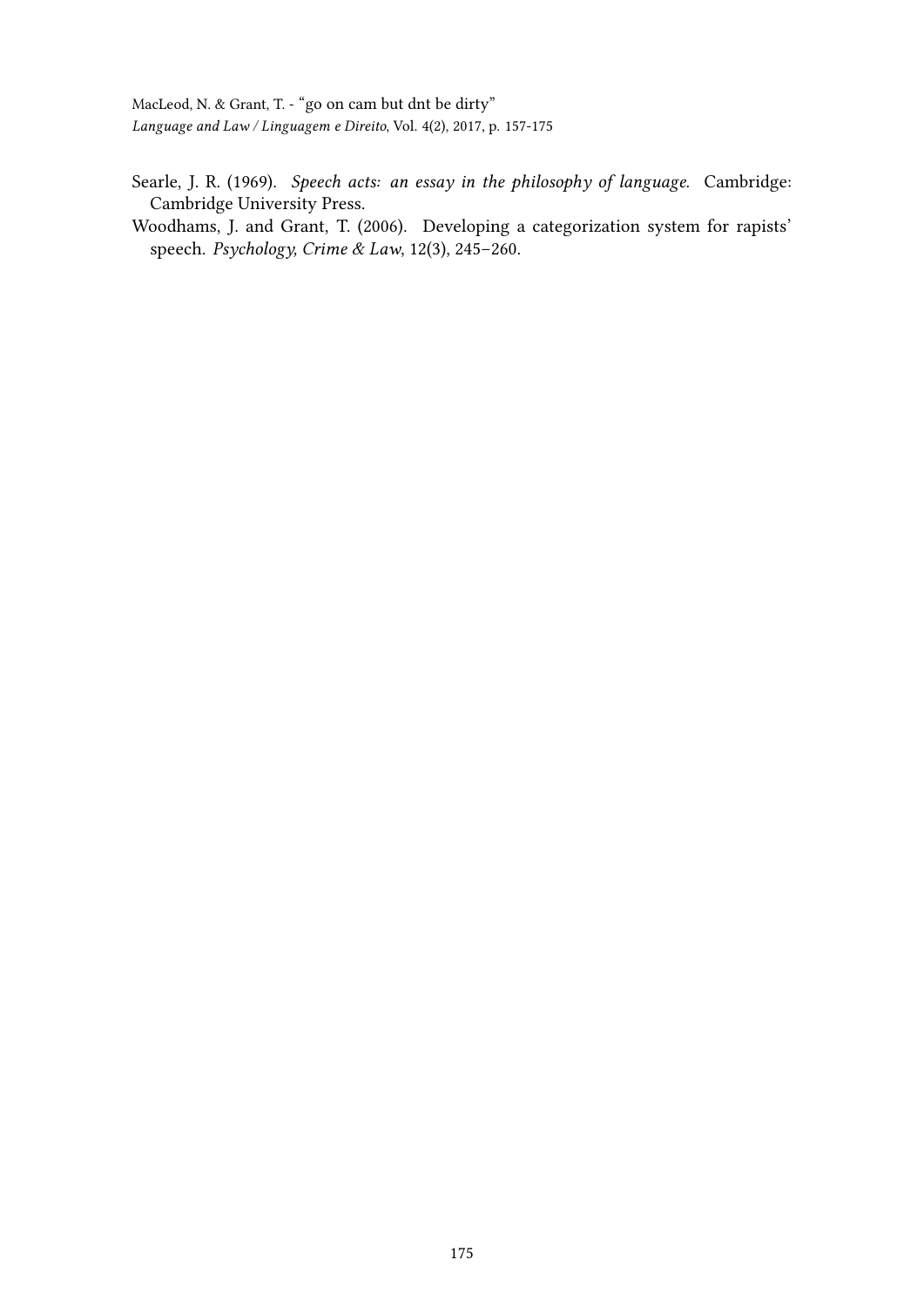Searle, J. R. (1969). *Speech acts: an essay in the philosophy of language*. Cambridge: Cambridge University Press.

Woodhams, J. and Grant, T. (2006). Developing a categorization system for rapists' speech. *Psychology, Crime & Law*, 12(3), 245–260.